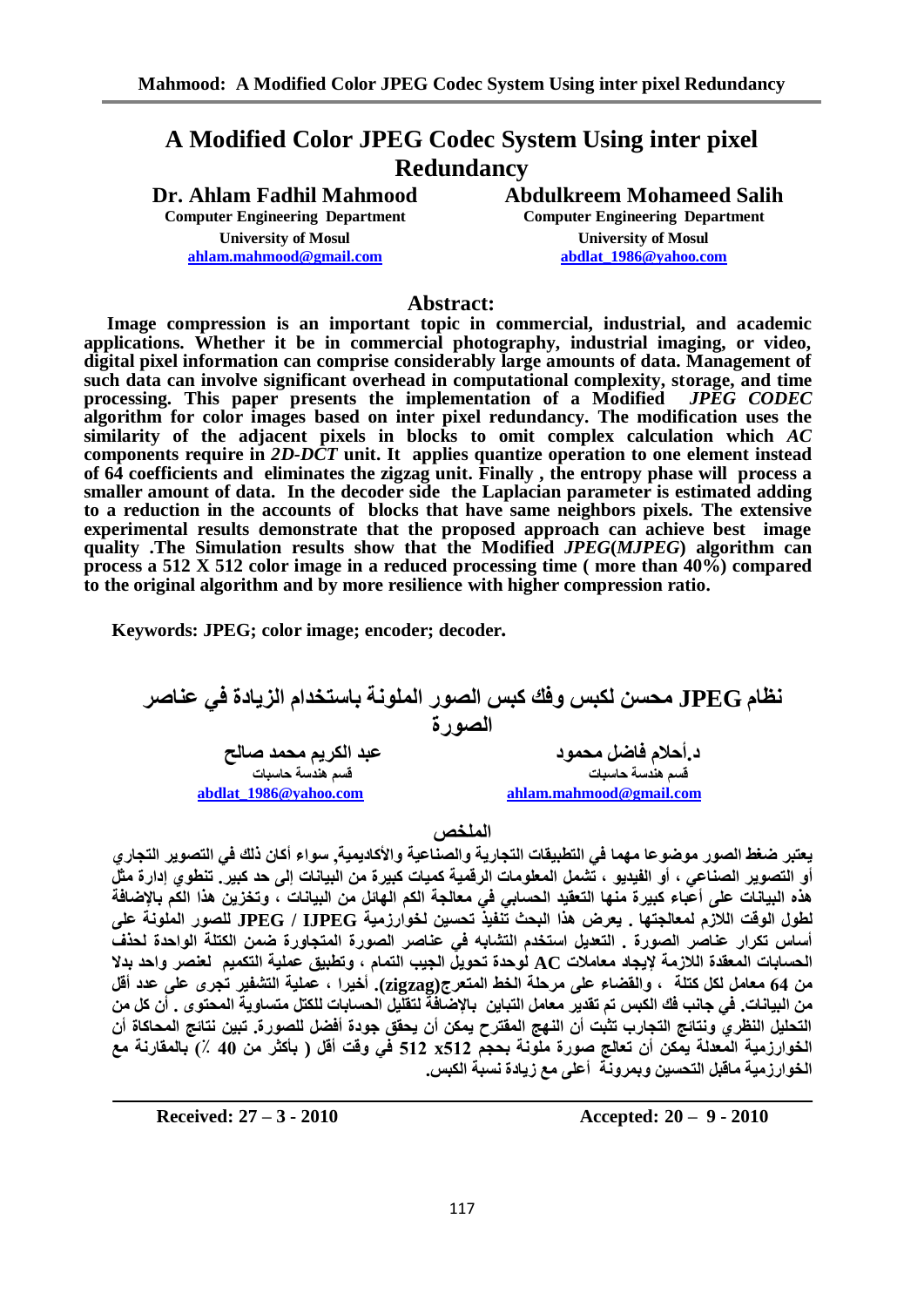# A Modified Color JPEG Codec System Using inter pixel Redundancy

**Dr. Ahlam Fadhil Mahmood**
**Computer Engineering Department**
**University of Mosul**
**ahlam.mahmood@gmail.com**

**Abdulkreem Mohameed Salih**
**Computer Engineering Department**
**University of Mosul**
**abdlat_1986@yahoo.com**

## Abstract:

**Image compression is an important topic in commercial, industrial, and academic applications. Whether it be in commercial photography, industrial imaging, or video, digital pixel information can comprise considerably large amounts of data. Management of such data can involve significant overhead in computational complexity, storage, and time processing. This paper presents the implementation of a Modified *JPEG CODEC* algorithm for color images based on inter pixel redundancy. The modification uses the similarity of the adjacent pixels in blocks to omit complex calculation which *AC* components require in *2D-DCT* unit. It applies quantize operation to one element instead of 64 coefficients and eliminates the zigzag unit. Finally , the entropy phase will process a smaller amount of data. In the decoder side the Laplacian parameter is estimated adding to a reduction in the accounts of blocks that have same neighbors pixels. The extensive experimental results demonstrate that the proposed approach can achieve best image quality .The Simulation results show that the Modified *JPEG*(*MJPEG*) algorithm can process a 512 X 512 color image in a reduced processing time ( more than 40%) compared to the original algorithm and by more resilience with higher compression ratio.**

**Keywords: JPEG; color image; encoder; decoder.**

# نظام JPEG محسن لكبس وفك كبس الصور الملونة باستخدام الزيادة في عناصر الصورة

**د.أحلام فاضل محمود**
**قسم هندسة حاسبات**
**ahlam.mahmood@gmail.com**

**عبد الكريم محمد صالح**
**قسم هندسة حاسبات**
**abdlat_1986@yahoo.com**

## الملخص

**يعتبر ضغط الصور موضوعا مهما في التطبيقات التجارية والصناعية والأكاديمية, سواء أكان ذلك في التصوير التجاري أو التصوير الصناعي ، أو الفيديو ، تشمل المعلومات الرقمية كميات كبيرة من البيانات إلى حد كبير. تنطوي إدارة مثل هذه البيانات على أعباء كبيرة منها التعقيد الحسابي في معالجة الكم الهائل من البيانات ، وتخزين هذا الكم بالإضافة لطول الوقت اللازم لمعالجتها . يعرض هذا البحث تنفيذ تحسين لخوارزمية JPEG / IJPEG للصور الملونة على أساس تكرار عناصر الصورة . التعديل استخدم التشابه في عناصر الصورة المتجاورة ضمن الكتلة الواحدة لحذف الحسابات المعقدة اللازمة لإيجاد معاملات AC لوحدة تحويل الجيب التمام ، وتطبيق عملية التكميم لعنصر واحد بدلا من 64 معامل لكل كتلة ، والقضاء على مرحلة الخط المتعرج(zigzag). أخيرا ، عملية التشفير تجرى على عدد أقل من البيانات. في جانب فك الكبس تم تقدير معامل التباين بالإضافة لتقليل الحسابات للكتل متساوية المحتوى . أن كل من التحليل النظري ونتائج التجارب تثبت أن النهج المقترح يمكن أن يحقق جودة أفضل للصورة. تبين نتائج المحاكاة أن الخوارزمية المعدلة يمكن أن تعالج صورة ملونة بحجم 512 x512 في وقت أقل ( بأكثر من 40 ٪) بالمقارنة مع الخوارزمية ماقبل التحسين وبمرونة أعلى مع زيادة نسبة الكبس.**

**Received: 27 – 3 - 2010** **Accepted: 20 – 9 - 2010**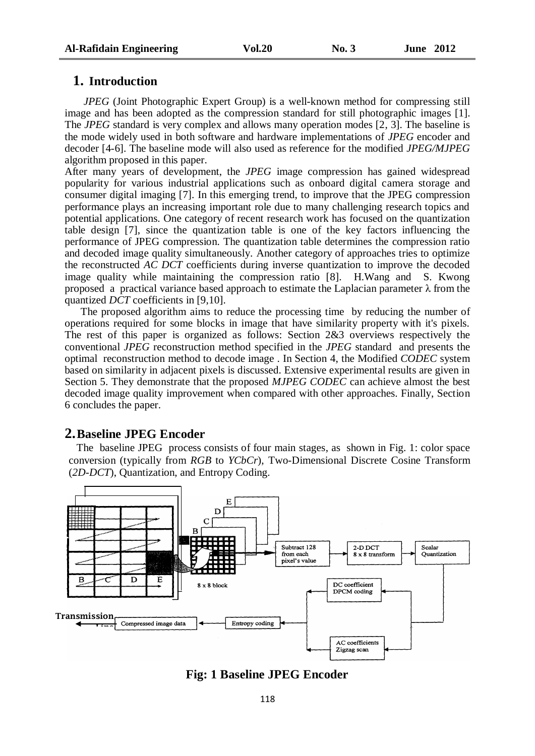## 1. Introduction

*JPEG* (Joint Photographic Expert Group) is a well-known method for compressing still image and has been adopted as the compression standard for still photographic images [1]. The *JPEG* standard is very complex and allows many operation modes [2, 3]. The baseline is the mode widely used in both software and hardware implementations of *JPEG* encoder and decoder [4-6]. The baseline mode will also used as reference for the modified *JPEG/MJPEG* algorithm proposed in this paper.

After many years of development, the *JPEG* image compression has gained widespread popularity for various industrial applications such as onboard digital camera storage and consumer digital imaging [7]. In this emerging trend, to improve that the JPEG compression performance plays an increasing important role due to many challenging research topics and potential applications. One category of recent research work has focused on the quantization table design [7], since the quantization table is one of the key factors influencing the performance of JPEG compression. The quantization table determines the compression ratio and decoded image quality simultaneously. Another category of approaches tries to optimize the reconstructed *AC DCT* coefficients during inverse quantization to improve the decoded image quality while maintaining the compression ratio [8]. H.Wang and S. Kwong proposed a practical variance based approach to estimate the Laplacian parameter $\lambda$ from the quantized *DCT* coefficients in [9,10].

The proposed algorithm aims to reduce the processing time by reducing the number of operations required for some blocks in image that have similarity property with it's pixels. The rest of this paper is organized as follows: Section 2&3 overviews respectively the conventional *JPEG* reconstruction method specified in the *JPEG* standard and presents the optimal reconstruction method to decode image . In Section 4, the Modified *CODEC* system based on similarity in adjacent pixels is discussed. Extensive experimental results are given in Section 5. They demonstrate that the proposed *MJPEG CODEC* can achieve almost the best decoded image quality improvement when compared with other approaches. Finally, Section 6 concludes the paper.

## 2. Baseline JPEG Encoder

The baseline JPEG process consists of four main stages, as shown in Fig. 1: color space conversion (typically from *RGB* to *YCbCr*), Two-Dimensional Discrete Cosine Transform (*2D-DCT*), Quantization, and Entropy Coding.

**Fig: 1 Baseline JPEG Encoder**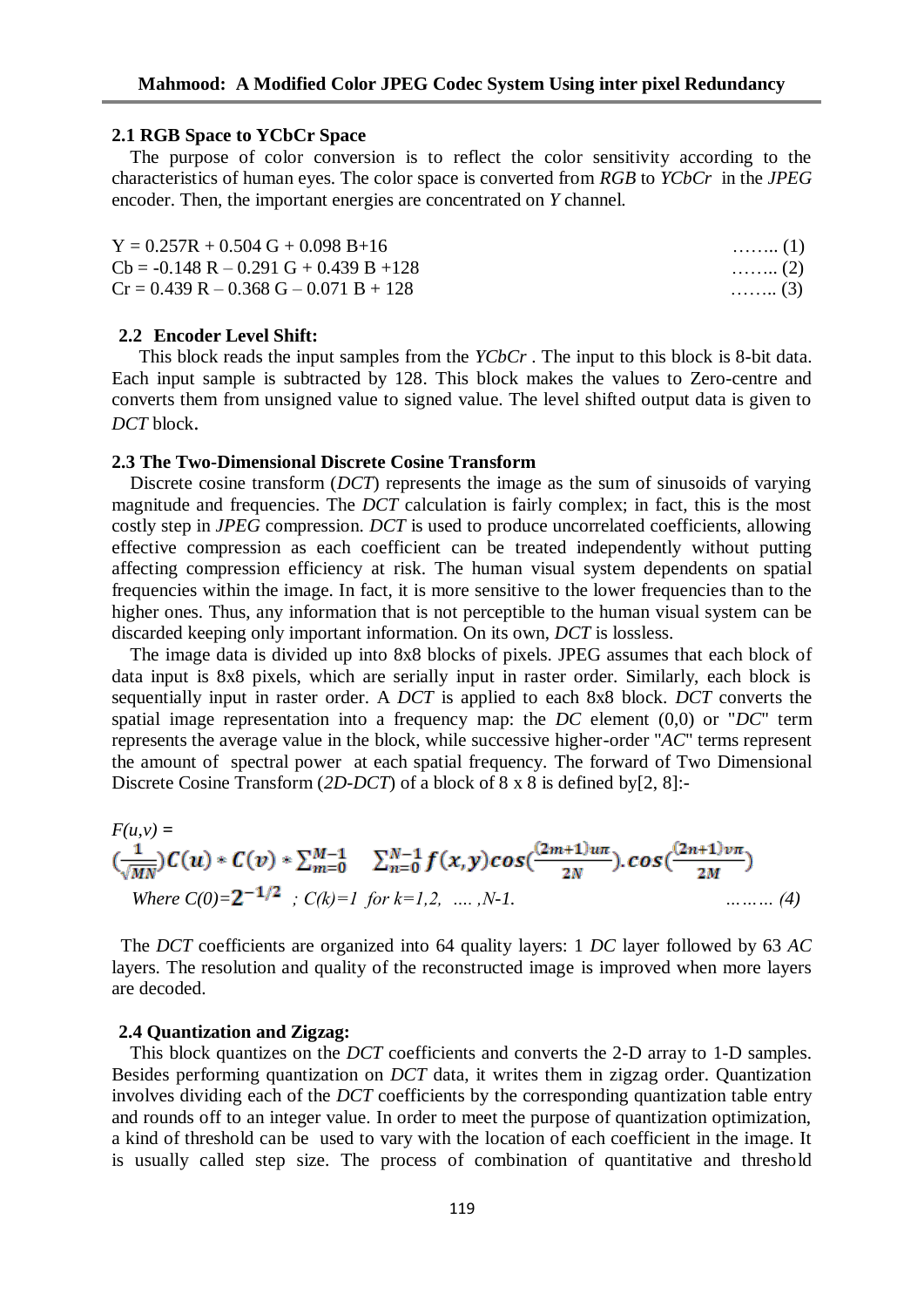### 2.1 RGB Space to YCbCr Space

The purpose of color conversion is to reflect the color sensitivity according to the characteristics of human eyes. The color space is converted from *RGB* to *YCbCr* in the *JPEG* encoder. Then, the important energies are concentrated on *Y* channel.

$$Y = 0.257R + 0.504\,G + 0.098\,B + 16 \qquad \text{……..}(1)$$

$$Cb = -0.148\,R - 0.291\,G + 0.439\,B + 128 \qquad \text{……..}(2)$$

$$Cr = 0.439\,R - 0.368\,G - 0.071\,B + 128 \qquad \text{……..}(3)$$

### 2.2 Encoder Level Shift:

This block reads the input samples from the *YCbCr* . The input to this block is 8-bit data. Each input sample is subtracted by 128. This block makes the values to Zero-centre and converts them from unsigned value to signed value. The level shifted output data is given to *DCT* block.

### 2.3 The Two-Dimensional Discrete Cosine Transform

Discrete cosine transform (*DCT*) represents the image as the sum of sinusoids of varying magnitude and frequencies. The *DCT* calculation is fairly complex; in fact, this is the most costly step in *JPEG* compression. *DCT* is used to produce uncorrelated coefficients, allowing effective compression as each coefficient can be treated independently without putting affecting compression efficiency at risk. The human visual system dependents on spatial frequencies within the image. In fact, it is more sensitive to the lower frequencies than to the higher ones. Thus, any information that is not perceptible to the human visual system can be discarded keeping only important information. On its own, *DCT* is lossless.

The image data is divided up into 8x8 blocks of pixels. JPEG assumes that each block of data input is 8x8 pixels, which are serially input in raster order. Similarly, each block is sequentially input in raster order. A *DCT* is applied to each 8x8 block. *DCT* converts the spatial image representation into a frequency map: the *DC* element (0,0) or "*DC*" term represents the average value in the block, while successive higher-order "*AC*" terms represent the amount of spectral power at each spatial frequency. The forward of Two Dimensional Discrete Cosine Transform (*2D-DCT*) of a block of 8 x 8 is defined by[2, 8]:-

$$F(u,v) = \left(\frac{1}{\sqrt{MN}}\right)C(u) * C(v) * \sum_{m=0}^{M-1} \sum_{n=0}^{N-1} f(x,y)\cos\left(\frac{(2m+1)u\pi}{2N}\right).\cos\left(\frac{(2n+1)v\pi}{2M}\right)$$

*Where* $C(0)=2^{-1/2}$ ; $C(k)=1$ *for* $k=1,2, \ldots ,N-1$. ……… (4)

The *DCT* coefficients are organized into 64 quality layers: 1 *DC* layer followed by 63 *AC* layers. The resolution and quality of the reconstructed image is improved when more layers are decoded.

### 2.4 Quantization and Zigzag:

This block quantizes on the *DCT* coefficients and converts the 2-D array to 1-D samples. Besides performing quantization on *DCT* data, it writes them in zigzag order. Quantization involves dividing each of the *DCT* coefficients by the corresponding quantization table entry and rounds off to an integer value. In order to meet the purpose of quantization optimization, a kind of threshold can be used to vary with the location of each coefficient in the image. It is usually called step size. The process of combination of quantitative and threshold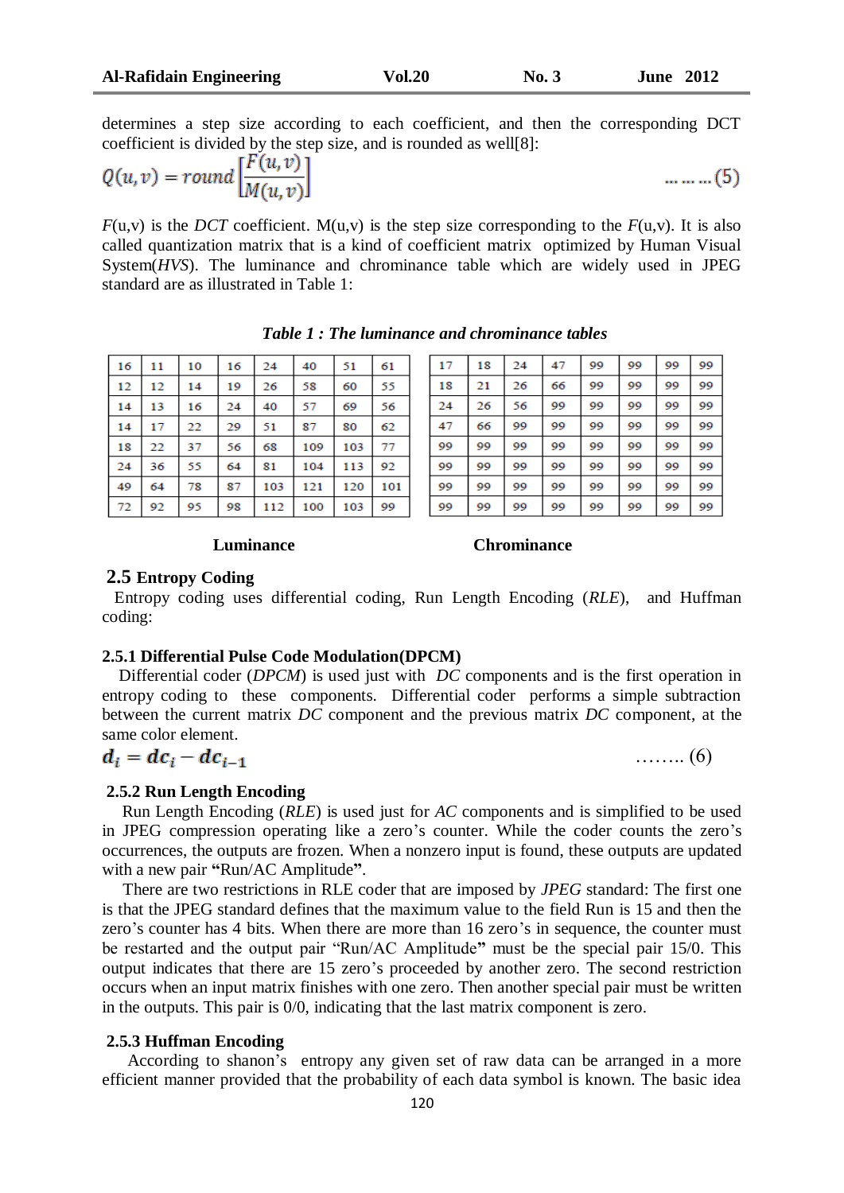determines a step size according to each coefficient, and then the corresponding DCT coefficient is divided by the step size, and is rounded as well[8]:

$$Q(u,v) = round\left[\frac{F(u,v)}{M(u,v)}\right] \qquad \ldots\ldots\ldots(5)$$

$F(u,v)$ is the *DCT* coefficient. $M(u,v)$ is the step size corresponding to the $F(u,v)$. It is also called quantization matrix that is a kind of coefficient matrix optimized by Human Visual System(*HVS*). The luminance and chrominance table which are widely used in JPEG standard are as illustrated in Table 1:

***Table 1 : The luminance and chrominance tables***

| 16 | 11 | 10 | 16 | 24 | 40 | 51 | 61 |
|---|---|---|---|---|---|---|---|
| 12 | 12 | 14 | 19 | 26 | 58 | 60 | 55 |
| 14 | 13 | 16 | 24 | 40 | 57 | 69 | 56 |
| 14 | 17 | 22 | 29 | 51 | 87 | 80 | 62 |
| 18 | 22 | 37 | 56 | 68 | 109 | 103 | 77 |
| 24 | 36 | 55 | 64 | 81 | 104 | 113 | 92 |
| 49 | 64 | 78 | 87 | 103 | 121 | 120 | 101 |
| 72 | 92 | 95 | 98 | 112 | 100 | 103 | 99 |

**Luminance**

| 17 | 18 | 24 | 47 | 99 | 99 | 99 | 99 |
|---|---|---|---|---|---|---|---|
| 18 | 21 | 26 | 66 | 99 | 99 | 99 | 99 |
| 24 | 26 | 56 | 99 | 99 | 99 | 99 | 99 |
| 47 | 66 | 99 | 99 | 99 | 99 | 99 | 99 |
| 99 | 99 | 99 | 99 | 99 | 99 | 99 | 99 |
| 99 | 99 | 99 | 99 | 99 | 99 | 99 | 99 |
| 99 | 99 | 99 | 99 | 99 | 99 | 99 | 99 |
| 99 | 99 | 99 | 99 | 99 | 99 | 99 | 99 |

**Chrominance**

## 2.5 Entropy Coding

Entropy coding uses differential coding, Run Length Encoding (*RLE*), and Huffman coding:

### 2.5.1 Differential Pulse Code Modulation(DPCM)

Differential coder (*DPCM*) is used just with *DC* components and is the first operation in entropy coding to these components. Differential coder performs a simple subtraction between the current matrix *DC* component and the previous matrix *DC* component, at the same color element.

$$d_i = dc_i - dc_{i-1} \qquad \ldots\ldots\ldots(6)$$

### 2.5.2 Run Length Encoding

Run Length Encoding (*RLE*) is used just for *AC* components and is simplified to be used in JPEG compression operating like a zero's counter. While the coder counts the zero's occurrences, the outputs are frozen. When a nonzero input is found, these outputs are updated with a new pair **"**Run/AC Amplitude**"**.

There are two restrictions in RLE coder that are imposed by *JPEG* standard: The first one is that the JPEG standard defines that the maximum value to the field Run is 15 and then the zero's counter has 4 bits. When there are more than 16 zero's in sequence, the counter must be restarted and the output pair "Run/AC Amplitude**"** must be the special pair 15/0. This output indicates that there are 15 zero's proceeded by another zero. The second restriction occurs when an input matrix finishes with one zero. Then another special pair must be written in the outputs. This pair is 0/0, indicating that the last matrix component is zero.

### 2.5.3 Huffman Encoding

According to shanon's entropy any given set of raw data can be arranged in a more efficient manner provided that the probability of each data symbol is known. The basic idea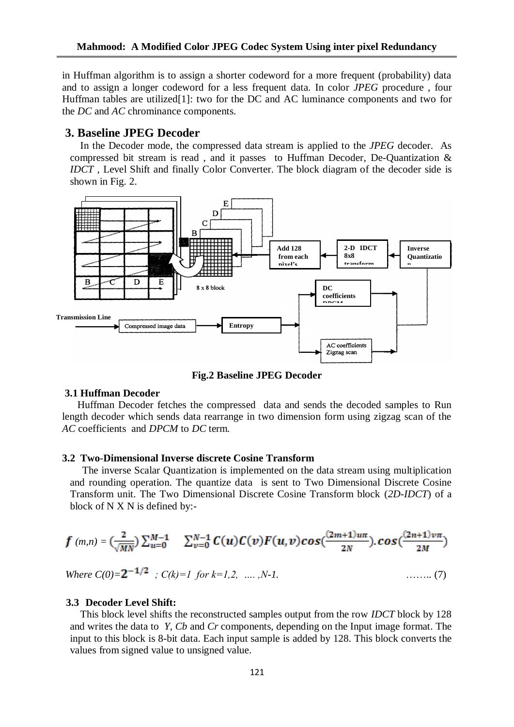in Huffman algorithm is to assign a shorter codeword for a more frequent (probability) data and to assign a longer codeword for a less frequent data. In color *JPEG* procedure , four Huffman tables are utilized[1]: two for the DC and AC luminance components and two for the *DC* and *AC* chrominance components.

## 3. Baseline JPEG Decoder

In the Decoder mode, the compressed data stream is applied to the *JPEG* decoder. As compressed bit stream is read , and it passes to Huffman Decoder, De-Quantization & *IDCT* , Level Shift and finally Color Converter. The block diagram of the decoder side is shown in Fig. 2.

**Fig.2 Baseline JPEG Decoder**

### 3.1 Huffman Decoder

Huffman Decoder fetches the compressed data and sends the decoded samples to Run length decoder which sends data rearrange in two dimension form using zigzag scan of the *AC* coefficients and *DPCM* to *DC* term.

### 3.2 Two-Dimensional Inverse discrete Cosine Transform

The inverse Scalar Quantization is implemented on the data stream using multiplication and rounding operation. The quantize data is sent to Two Dimensional Discrete Cosine Transform unit. The Two Dimensional Discrete Cosine Transform block (*2D-IDCT*) of a block of N X N is defined by:-

$$f(m,n) = \left(\frac{2}{\sqrt{MN}}\right) \sum_{u=0}^{M-1} \sum_{v=0}^{N-1} C(u)C(v)F(u,v)\cos\left(\frac{(2m+1)u\pi}{2N}\right).\cos\left(\frac{(2n+1)v\pi}{2M}\right)$$

*Where* $C(0)=2^{-1/2}$ *; C(k)=1 for k=1,2, …. ,N-1.* …….. (7)

### 3.3 Decoder Level Shift:

This block level shifts the reconstructed samples output from the row *IDCT* block by 128 and writes the data to *Y*, *Cb* and *Cr* components, depending on the Input image format. The input to this block is 8-bit data. Each input sample is added by 128. This block converts the values from signed value to unsigned value.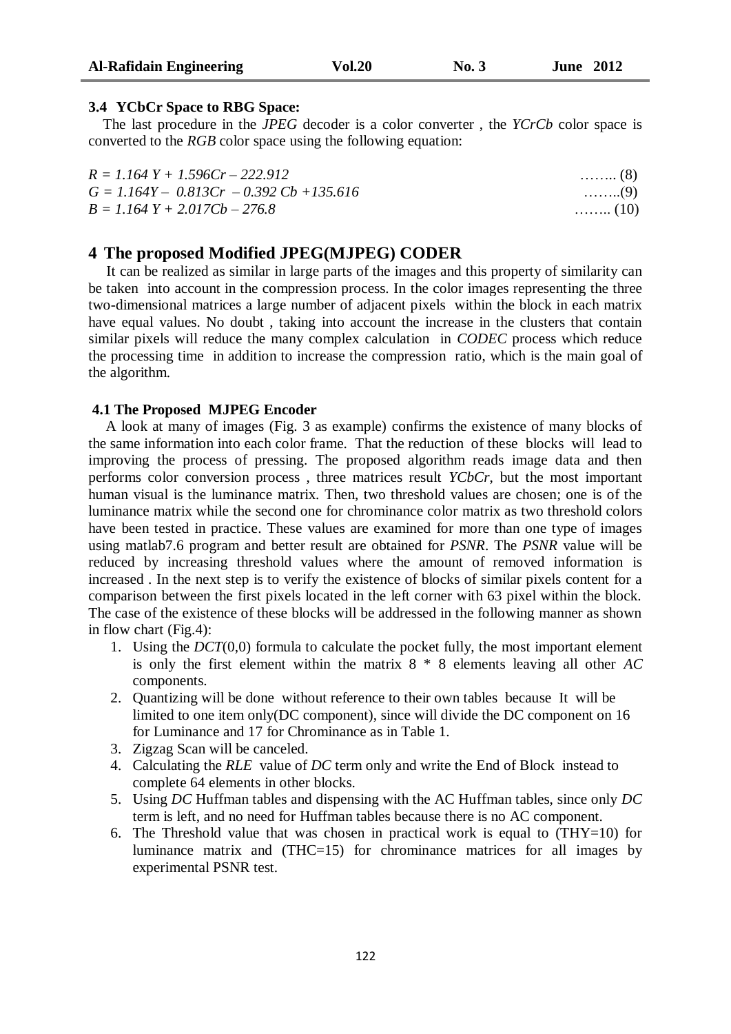### 3.4 YCbCr Space to RBG Space:

The last procedure in the *JPEG* decoder is a color converter , the *YCrCb* color space is converted to the *RGB* color space using the following equation:

$$R = 1.164\,Y + 1.596Cr - 222.912 \quad \text{........ (8)}$$

$$G = 1.164Y - 0.813Cr - 0.392\,Cb + 135.616 \quad \text{........(9)}$$

$$B = 1.164\,Y + 2.017Cb - 276.8 \quad \text{........ (10)}$$

## 4 The proposed Modified JPEG(MJPEG) CODER

It can be realized as similar in large parts of the images and this property of similarity can be taken into account in the compression process. In the color images representing the three two-dimensional matrices a large number of adjacent pixels within the block in each matrix have equal values. No doubt , taking into account the increase in the clusters that contain similar pixels will reduce the many complex calculation in *CODEC* process which reduce the processing time in addition to increase the compression ratio, which is the main goal of the algorithm.

### 4.1 The Proposed MJPEG Encoder

A look at many of images (Fig. 3 as example) confirms the existence of many blocks of the same information into each color frame. That the reduction of these blocks will lead to improving the process of pressing. The proposed algorithm reads image data and then performs color conversion process , three matrices result *YCbCr*, but the most important human visual is the luminance matrix. Then, two threshold values are chosen; one is of the luminance matrix while the second one for chrominance color matrix as two threshold colors have been tested in practice. These values are examined for more than one type of images using matlab7.6 program and better result are obtained for *PSNR*. The *PSNR* value will be reduced by increasing threshold values where the amount of removed information is increased . In the next step is to verify the existence of blocks of similar pixels content for a comparison between the first pixels located in the left corner with 63 pixel within the block. The case of the existence of these blocks will be addressed in the following manner as shown in flow chart (Fig.4):

1. Using the *DCT*(0,0) formula to calculate the pocket fully, the most important element is only the first element within the matrix 8 * 8 elements leaving all other *AC* components.
2. Quantizing will be done without reference to their own tables because It will be limited to one item only(DC component), since will divide the DC component on 16 for Luminance and 17 for Chrominance as in Table 1.
3. Zigzag Scan will be canceled.
4. Calculating the *RLE* value of *DC* term only and write the End of Block instead to complete 64 elements in other blocks.
5. Using *DC* Huffman tables and dispensing with the AC Huffman tables, since only *DC* term is left, and no need for Huffman tables because there is no AC component.
6. The Threshold value that was chosen in practical work is equal to (THY=10) for luminance matrix and (THC=15) for chrominance matrices for all images by experimental PSNR test.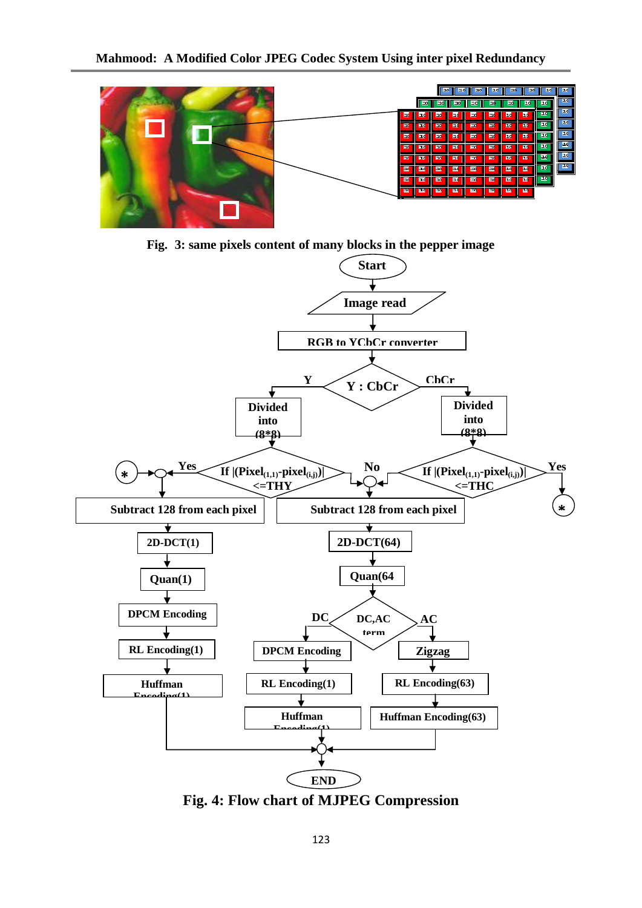Fig. 3: same pixels content of many blocks in the pepper image

Fig. 4: Flow chart of MJPEG Compression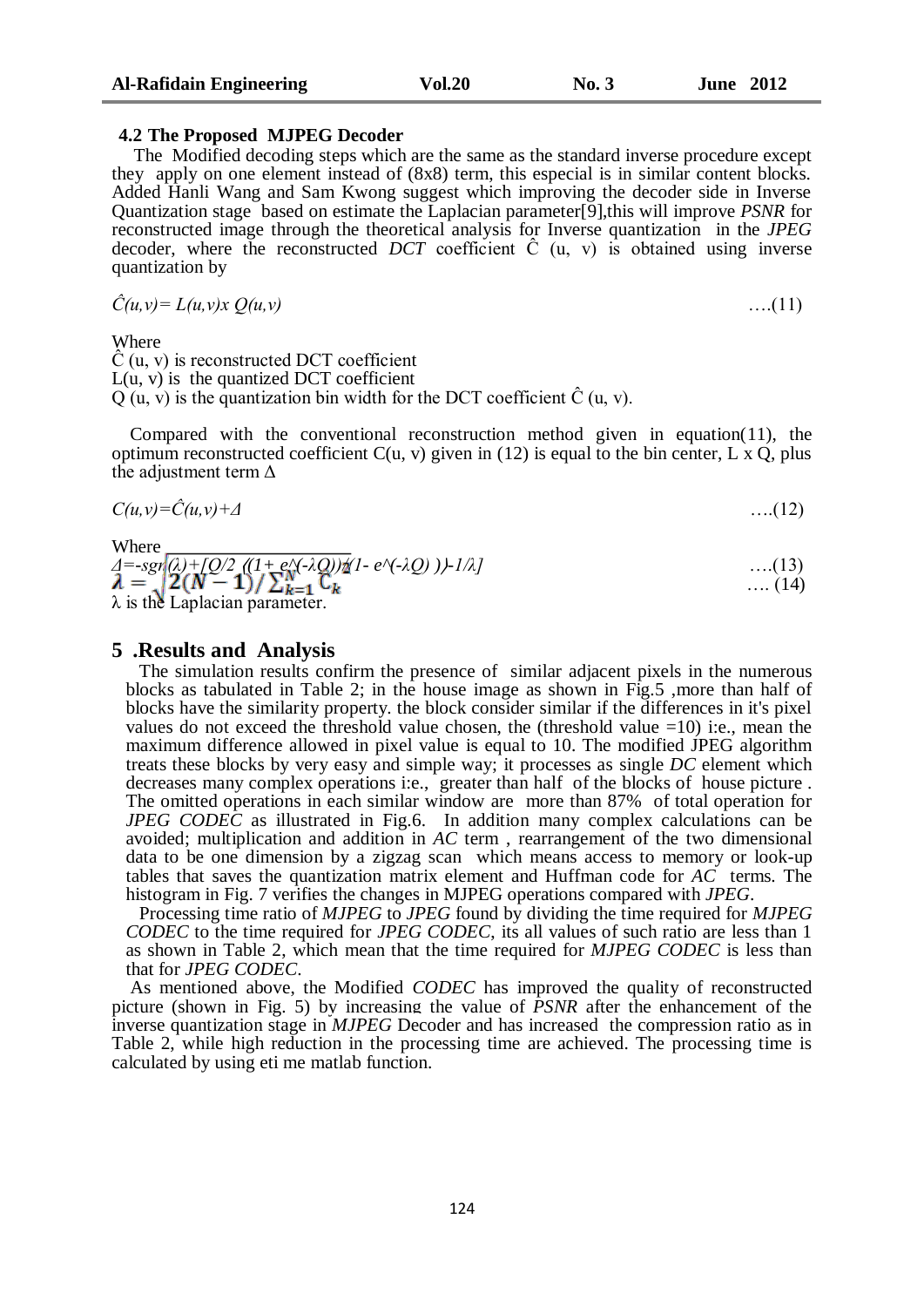### 4.2 The Proposed MJPEG Decoder

The Modified decoding steps which are the same as the standard inverse procedure except they apply on one element instead of (8x8) term, this especial is in similar content blocks. Added Hanli Wang and Sam Kwong suggest which improving the decoder side in Inverse Quantization stage based on estimate the Laplacian parameter[9],this will improve *PSNR* for reconstructed image through the theoretical analysis for Inverse quantization in the *JPEG* decoder, where the reconstructed *DCT* coefficient $\hat{C}(u, v)$ is obtained using inverse quantization by

$$\hat{C}(u,v)= L(u,v) \times Q(u,v) \quad \text{….(11)}$$

Where

$\hat{C}(u, v)$ is reconstructed DCT coefficient

$L(u, v)$ is the quantized DCT coefficient

$Q(u, v)$ is the quantization bin width for the DCT coefficient $\hat{C}(u, v)$.

Compared with the conventional reconstruction method given in equation(11), the optimum reconstructed coefficient $C(u, v)$ given in (12) is equal to the bin center, L x Q, plus the adjustment term $\Delta$

$$C(u,v)=\hat{C}(u,v)+\Delta \quad \text{….(12)}$$

Where

$$\Delta=-sgn(\lambda)+[Q/2\ ((1+ e^{(-\lambda Q)})/(1- e^{(-\lambda Q)}))-1/\lambda] \quad \text{….(13)}$$

$$\lambda = \sqrt{2(N-1)/\sum_{k=1}^{N} C_k} \quad \text{…. (14)}$$

$\lambda$ is the Laplacian parameter.

## 5 .Results and Analysis

The simulation results confirm the presence of similar adjacent pixels in the numerous blocks as tabulated in Table 2; in the house image as shown in Fig.5 ,more than half of blocks have the similarity property. the block consider similar if the differences in it's pixel values do not exceed the threshold value chosen, the (threshold value =10) i:e., mean the maximum difference allowed in pixel value is equal to 10. The modified JPEG algorithm treats these blocks by very easy and simple way; it processes as single *DC* element which decreases many complex operations i:e., greater than half of the blocks of house picture . The omitted operations in each similar window are more than 87% of total operation for *JPEG CODEC* as illustrated in Fig.6. In addition many complex calculations can be avoided; multiplication and addition in *AC* term , rearrangement of the two dimensional data to be one dimension by a zigzag scan which means access to memory or look-up tables that saves the quantization matrix element and Huffman code for *AC* terms. The histogram in Fig. 7 verifies the changes in MJPEG operations compared with *JPEG*.

Processing time ratio of *MJPEG* to *JPEG* found by dividing the time required for *MJPEG CODEC* to the time required for *JPEG CODEC*, its all values of such ratio are less than 1 as shown in Table 2, which mean that the time required for *MJPEG CODEC* is less than that for *JPEG CODEC*.

As mentioned above, the Modified *CODEC* has improved the quality of reconstructed picture (shown in Fig. 5) by increasing the value of *PSNR* after the enhancement of the inverse quantization stage in *MJPEG* Decoder and has increased the compression ratio as in Table 2, while high reduction in the processing time are achieved. The processing time is calculated by using eti me matlab function.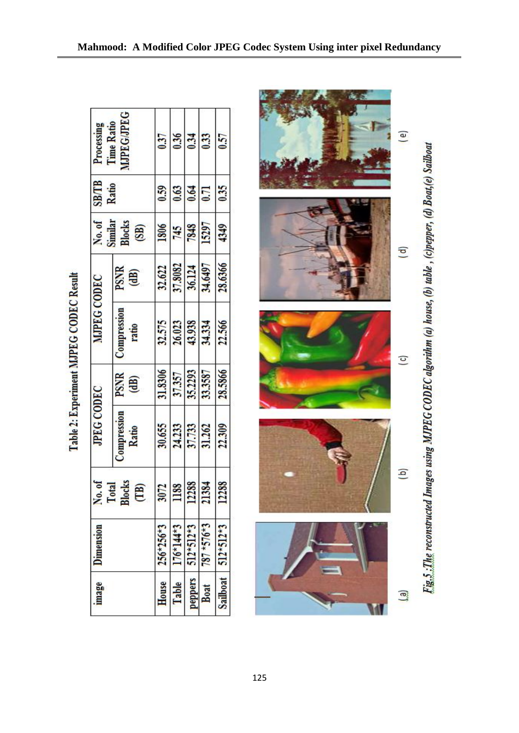Table 2: Experiment MJPEG CODEC Result

| image | Dimension | No. of Total Blocks (TB) | JPEG CODEC | | MJPEG CODEC | | No. of Similar Blocks (SB) | SB/TB Ratio | Processing Time Ratio MJPEG/JPEG |
|---|---|---|---|---|---|---|---|---|---|
| | | | Compression Ratio | PSNR (dB) | Compression ratio | PSNR (dB) | | | |
| House | 256*256*3 | 3072 | 30.655 | 31.8306 | 32.575 | 32.622 | 1806 | 0.59 | 0.37 |
| Table | 176*144*3 | 1188 | 24.233 | 37.357 | 26.023 | 37.8082 | 745 | 0.63 | 0.36 |
| peppers | 512*512*3 | 12288 | 37.733 | 35.2293 | 43.938 | 36.124 | 7848 | 0.64 | 0.34 |
| Boat | 787 *576*3 | 21384 | 31.262 | 33.3587 | 34.334 | 34.6497 | 15297 | 0.71 | 0.33 |
| Sailboat | 512*512*3 | 12288 | 22.309 | 28.5866 | 22.566 | 28.6366 | 4349 | 0.35 | 0.57 |

(a) (b) (c) (d) (e)

*Fig.5 :The reconstructed Images using MJPEG CODEC algorihm (a) house, (b) table , (c)pepper, (d) Boat,(e) Sailboat*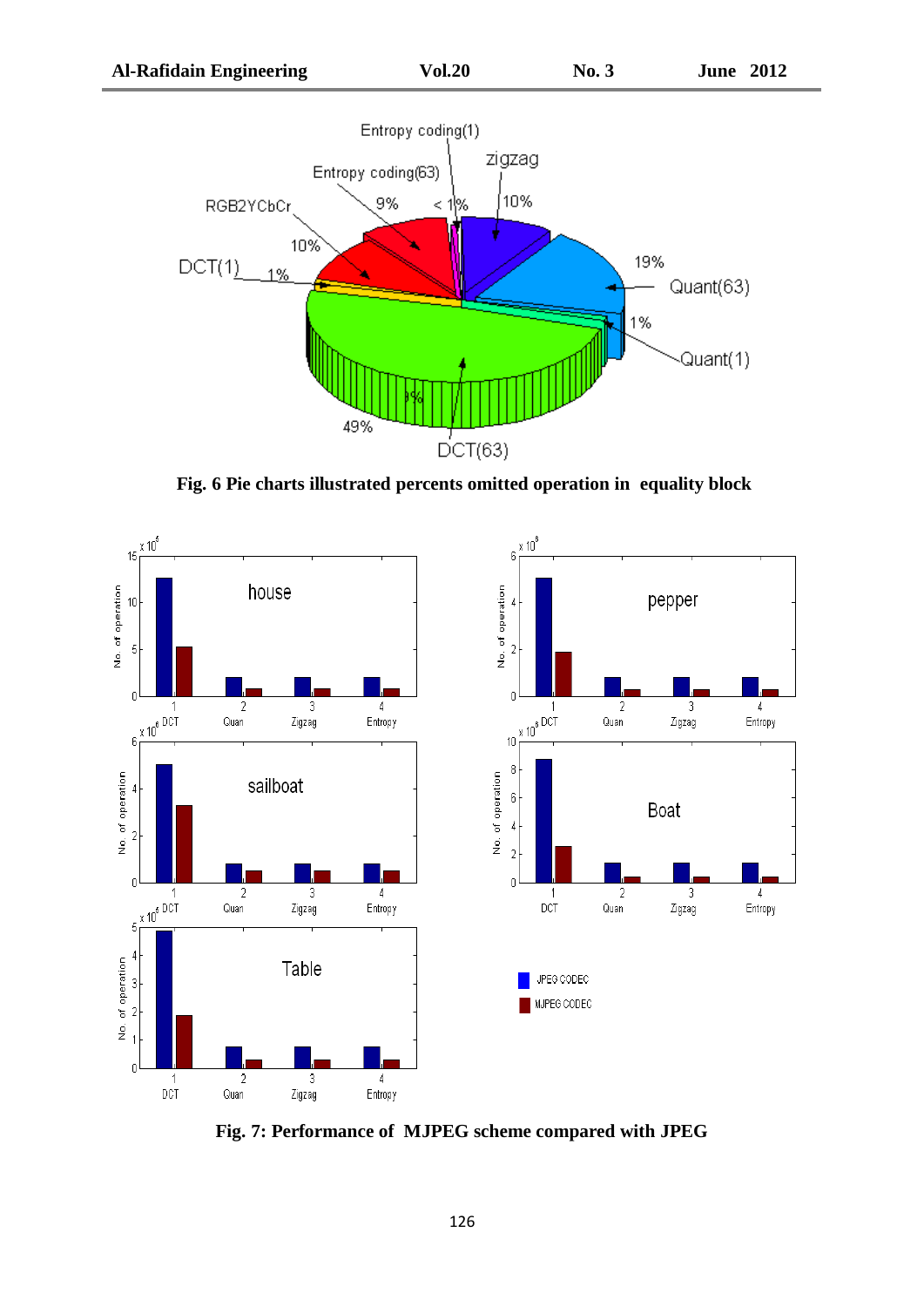Fig. 6 Pie charts illustrated percents omitted operation in equality block

Fig. 7: Performance of MJPEG scheme compared with JPEG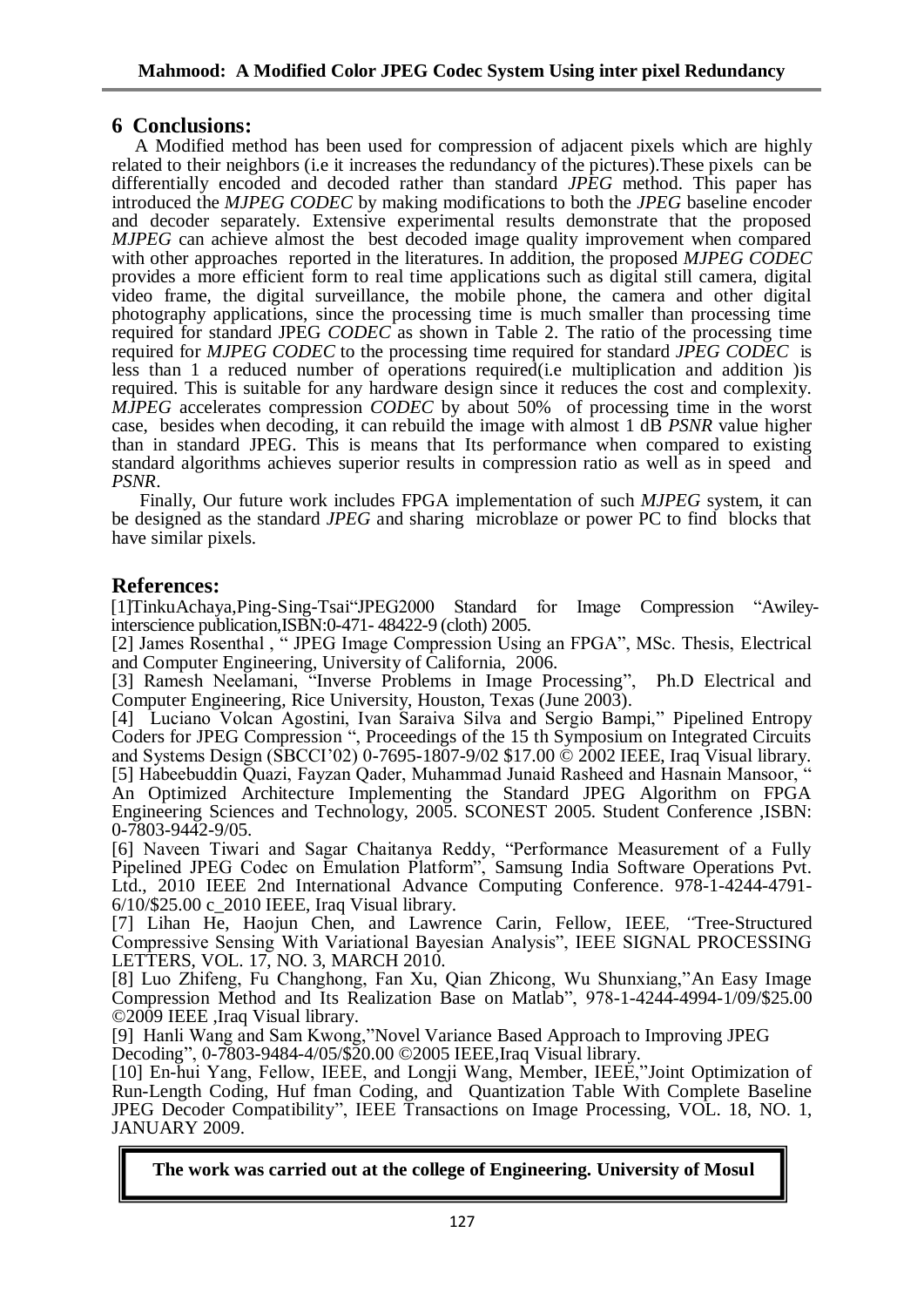## 6 Conclusions:

A Modified method has been used for compression of adjacent pixels which are highly related to their neighbors (i.e it increases the redundancy of the pictures).These pixels can be differentially encoded and decoded rather than standard *JPEG* method. This paper has introduced the *MJPEG CODEC* by making modifications to both the *JPEG* baseline encoder and decoder separately. Extensive experimental results demonstrate that the proposed *MJPEG* can achieve almost the best decoded image quality improvement when compared with other approaches reported in the literatures. In addition, the proposed *MJPEG CODEC* provides a more efficient form to real time applications such as digital still camera, digital video frame, the digital surveillance, the mobile phone, the camera and other digital photography applications, since the processing time is much smaller than processing time required for standard JPEG *CODEC* as shown in Table 2. The ratio of the processing time required for *MJPEG CODEC* to the processing time required for standard *JPEG CODEC* is less than 1 a reduced number of operations required(i.e multiplication and addition )is required. This is suitable for any hardware design since it reduces the cost and complexity. *MJPEG* accelerates compression *CODEC* by about 50% of processing time in the worst case, besides when decoding, it can rebuild the image with almost 1 dB *PSNR* value higher than in standard JPEG. This is means that Its performance when compared to existing standard algorithms achieves superior results in compression ratio as well as in speed and *PSNR*.

Finally, Our future work includes FPGA implementation of such *MJPEG* system, it can be designed as the standard *JPEG* and sharing microblaze or power PC to find blocks that have similar pixels.

## References:

[1]TinkuAchaya,Ping-Sing-Tsai"JPEG2000 Standard for Image Compression "Awiley-interscience publication,ISBN:0-471- 48422-9 (cloth) 2005.

[2] James Rosenthal , " JPEG Image Compression Using an FPGA", MSc. Thesis, Electrical and Computer Engineering, University of California, 2006.

[3] Ramesh Neelamani, "Inverse Problems in Image Processing", Ph.D Electrical and Computer Engineering, Rice University, Houston, Texas (June 2003).

[4] Luciano Volcan Agostini, Ivan Saraiva Silva and Sergio Bampi," Pipelined Entropy Coders for JPEG Compression ", Proceedings of the 15 th Symposium on Integrated Circuits and Systems Design (SBCCI'02) 0-7695-1807-9/02 $17.00 © 2002 IEEE, Iraq Visual library.

[5] Habeebuddin Quazi, Fayzan Qader, Muhammad Junaid Rasheed and Hasnain Mansoor, " An Optimized Architecture Implementing the Standard JPEG Algorithm on FPGA Engineering Sciences and Technology, 2005. SCONEST 2005. Student Conference ,ISBN: 0-7803-9442-9/05.

[6] Naveen Tiwari and Sagar Chaitanya Reddy, "Performance Measurement of a Fully Pipelined JPEG Codec on Emulation Platform", Samsung India Software Operations Pvt. Ltd., 2010 IEEE 2nd International Advance Computing Conference. 978-1-4244-4791-6/10/$25.00 c_2010 IEEE, Iraq Visual library.

[7] Lihan He, Haojun Chen, and Lawrence Carin, Fellow, IEEE, "Tree-Structured Compressive Sensing With Variational Bayesian Analysis", IEEE SIGNAL PROCESSING LETTERS, VOL. 17, NO. 3, MARCH 2010.

[8] Luo Zhifeng, Fu Changhong, Fan Xu, Qian Zhicong, Wu Shunxiang,"An Easy Image Compression Method and Its Realization Base on Matlab", 978-1-4244-4994-1/09/$25.00 ©2009 IEEE ,Iraq Visual library.

[9] Hanli Wang and Sam Kwong,"Novel Variance Based Approach to Improving JPEG Decoding", 0-7803-9484-4/05/$20.00 ©2005 IEEE,Iraq Visual library.

[10] En-hui Yang, Fellow, IEEE, and Longji Wang, Member, IEEE,"Joint Optimization of Run-Length Coding, Huf fman Coding, and Quantization Table With Complete Baseline JPEG Decoder Compatibility", IEEE Transactions on Image Processing, VOL. 18, NO. 1, JANUARY 2009.

**The work was carried out at the college of Engineering. University of Mosul**